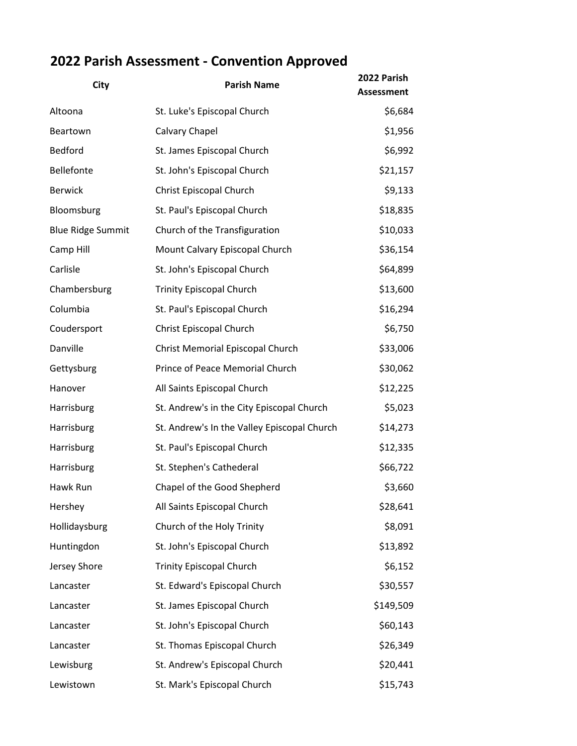## 2022 Parish Assessment - Convention Approved

| City | Parish Name | 2022 Parish Assessment |
|---|---|---|
| Altoona | St. Luke's Episcopal Church | $6,684 |
| Beartown | Calvary Chapel | $1,956 |
| Bedford | St. James Episcopal Church | $6,992 |
| Bellefonte | St. John's Episcopal Church | $21,157 |
| Berwick | Christ Episcopal Church | $9,133 |
| Bloomsburg | St. Paul's Episcopal Church | $18,835 |
| Blue Ridge Summit | Church of the Transfiguration | $10,033 |
| Camp Hill | Mount Calvary Episcopal Church | $36,154 |
| Carlisle | St. John's Episcopal Church | $64,899 |
| Chambersburg | Trinity Episcopal Church | $13,600 |
| Columbia | St. Paul's Episcopal Church | $16,294 |
| Coudersport | Christ Episcopal Church | $6,750 |
| Danville | Christ Memorial Episcopal Church | $33,006 |
| Gettysburg | Prince of Peace Memorial Church | $30,062 |
| Hanover | All Saints Episcopal Church | $12,225 |
| Harrisburg | St. Andrew's in the City Episcopal Church | $5,023 |
| Harrisburg | St. Andrew's In the Valley Episcopal Church | $14,273 |
| Harrisburg | St. Paul's Episcopal Church | $12,335 |
| Harrisburg | St. Stephen's Cathederal | $66,722 |
| Hawk Run | Chapel of the Good Shepherd | $3,660 |
| Hershey | All Saints Episcopal Church | $28,641 |
| Hollidaysburg | Church of the Holy Trinity | $8,091 |
| Huntingdon | St. John's Episcopal Church | $13,892 |
| Jersey Shore | Trinity Episcopal Church | $6,152 |
| Lancaster | St. Edward's Episcopal Church | $30,557 |
| Lancaster | St. James Episcopal Church | $149,509 |
| Lancaster | St. John's Episcopal Church | $60,143 |
| Lancaster | St. Thomas Episcopal Church | $26,349 |
| Lewisburg | St. Andrew's Episcopal Church | $20,441 |
| Lewistown | St. Mark's Episcopal Church | $15,743 |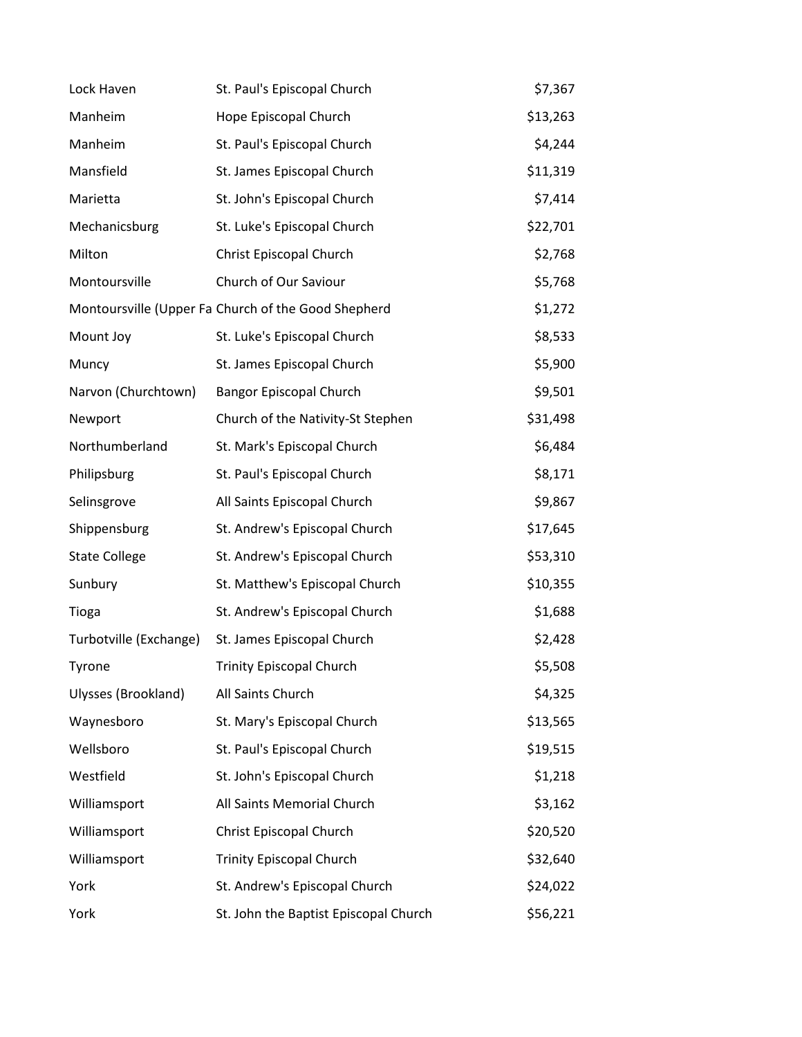| | | |
|---|---|---|
| Lock Haven | St. Paul's Episcopal Church | $7,367 |
| Manheim | Hope Episcopal Church | $13,263 |
| Manheim | St. Paul's Episcopal Church | $4,244 |
| Mansfield | St. James Episcopal Church | $11,319 |
| Marietta | St. John's Episcopal Church | $7,414 |
| Mechanicsburg | St. Luke's Episcopal Church | $22,701 |
| Milton | Christ Episcopal Church | $2,768 |
| Montoursville | Church of Our Saviour | $5,768 |
| Montoursville (Upper Fa | Church of the Good Shepherd | $1,272 |
| Mount Joy | St. Luke's Episcopal Church | $8,533 |
| Muncy | St. James Episcopal Church | $5,900 |
| Narvon (Churchtown) | Bangor Episcopal Church | $9,501 |
| Newport | Church of the Nativity-St Stephen | $31,498 |
| Northumberland | St. Mark's Episcopal Church | $6,484 |
| Philipsburg | St. Paul's Episcopal Church | $8,171 |
| Selinsgrove | All Saints Episcopal Church | $9,867 |
| Shippensburg | St. Andrew's Episcopal Church | $17,645 |
| State College | St. Andrew's Episcopal Church | $53,310 |
| Sunbury | St. Matthew's Episcopal Church | $10,355 |
| Tioga | St. Andrew's Episcopal Church | $1,688 |
| Turbotville (Exchange) | St. James Episcopal Church | $2,428 |
| Tyrone | Trinity Episcopal Church | $5,508 |
| Ulysses (Brookland) | All Saints Church | $4,325 |
| Waynesboro | St. Mary's Episcopal Church | $13,565 |
| Wellsboro | St. Paul's Episcopal Church | $19,515 |
| Westfield | St. John's Episcopal Church | $1,218 |
| Williamsport | All Saints Memorial Church | $3,162 |
| Williamsport | Christ Episcopal Church | $20,520 |
| Williamsport | Trinity Episcopal Church | $32,640 |
| York | St. Andrew's Episcopal Church | $24,022 |
| York | St. John the Baptist Episcopal Church | $56,221 |